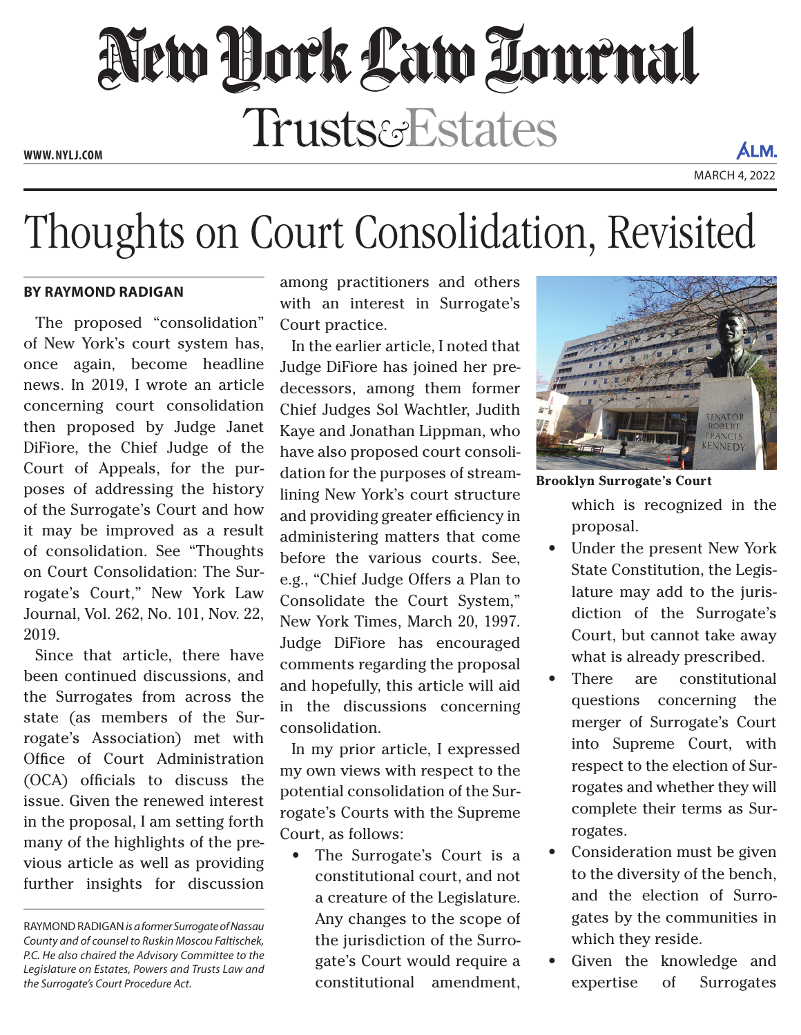# New York Law Journal

## Trusts & Estates

MARCH 4, 2022

# Thoughts on Court Consolidation, Revisited

**BY RAYMOND RADIGAN**

The proposed "consolidation" of New York's court system has, once again, become headline news. In 2019, I wrote an article concerning court consolidation then proposed by Judge Janet DiFiore, the Chief Judge of the Court of Appeals, for the purposes of addressing the history of the Surrogate's Court and how it may be improved as a result of consolidation. See "Thoughts on Court Consolidation: The Surrogate's Court," New York Law Journal, Vol. 262, No. 101, Nov. 22, 2019.

Since that article, there have been continued discussions, and the Surrogates from across the state (as members of the Surrogate's Association) met with Office of Court Administration (OCA) officials to discuss the issue. Given the renewed interest in the proposal, I am setting forth many of the highlights of the previous article as well as providing further insights for discussion among practitioners and others with an interest in Surrogate's Court practice.

In the earlier article, I noted that Judge DiFiore has joined her predecessors, among them former Chief Judges Sol Wachtler, Judith Kaye and Jonathan Lippman, who have also proposed court consolidation for the purposes of streamlining New York's court structure and providing greater efficiency in administering matters that come before the various courts. See, e.g., "Chief Judge Offers a Plan to Consolidate the Court System," New York Times, March 20, 1997. Judge DiFiore has encouraged comments regarding the proposal and hopefully, this article will aid in the discussions concerning consolidation.

In my prior article, I expressed my own views with respect to the potential consolidation of the Surrogate's Courts with the Supreme Court, as follows:

- The Surrogate's Court is a constitutional court, and not a creature of the Legislature. Any changes to the scope of the jurisdiction of the Surrogate's Court would require a constitutional amendment, which is recognized in the proposal.
- Under the present New York State Constitution, the Legislature may add to the jurisdiction of the Surrogate's Court, but cannot take away what is already prescribed.
- There are constitutional questions concerning the merger of Surrogate's Court into Supreme Court, with respect to the election of Surrogates and whether they will complete their terms as Surrogates.
- Consideration must be given to the diversity of the bench, and the election of Surrogates by the communities in which they reside.
- Given the knowledge and expertise of Surrogates

Brooklyn Surrogate's Court

RAYMOND RADIGAN *is a former Surrogate of Nassau County and of counsel to Ruskin Moscou Faltischek, P.C. He also chaired the Advisory Committee to the Legislature on Estates, Powers and Trusts Law and the Surrogate's Court Procedure Act.*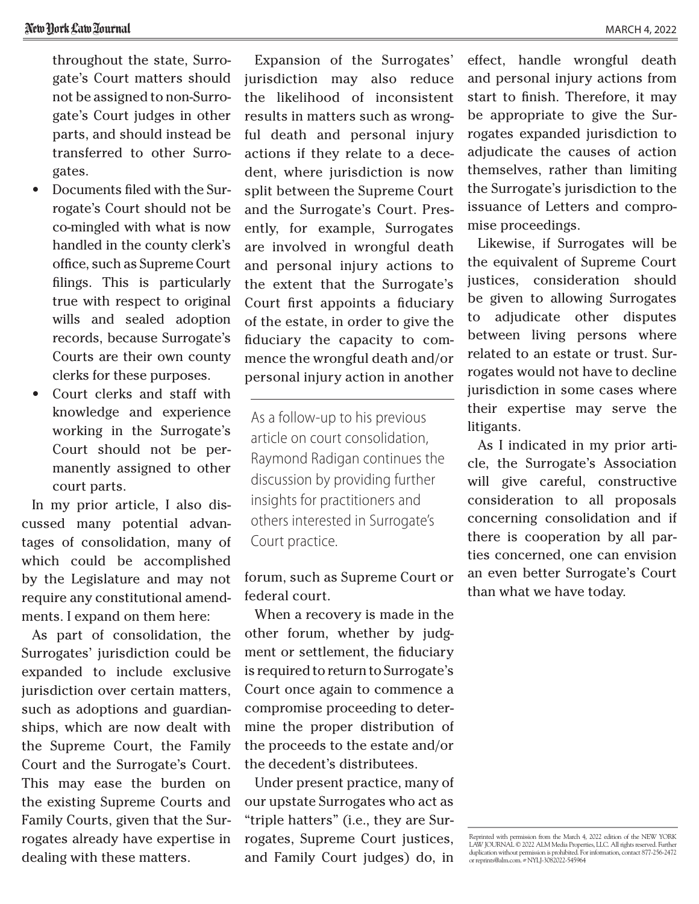throughout the state, Surrogate's Court matters should not be assigned to non-Surrogate's Court judges in other parts, and should instead be transferred to other Surrogates.

- Documents filed with the Surrogate's Court should not be co-mingled with what is now handled in the county clerk's office, such as Supreme Court filings. This is particularly true with respect to original wills and sealed adoption records, because Surrogate's Courts are their own county clerks for these purposes.
- Court clerks and staff with knowledge and experience working in the Surrogate's Court should not be permanently assigned to other court parts.

In my prior article, I also discussed many potential advantages of consolidation, many of which could be accomplished by the Legislature and may not require any constitutional amendments. I expand on them here:

As part of consolidation, the Surrogates' jurisdiction could be expanded to include exclusive jurisdiction over certain matters, such as adoptions and guardianships, which are now dealt with the Supreme Court, the Family Court and the Surrogate's Court. This may ease the burden on the existing Supreme Courts and Family Courts, given that the Surrogates already have expertise in dealing with these matters.

Expansion of the Surrogates' jurisdiction may also reduce the likelihood of inconsistent results in matters such as wrongful death and personal injury actions if they relate to a decedent, where jurisdiction is now split between the Supreme Court and the Surrogate's Court. Presently, for example, Surrogates are involved in wrongful death and personal injury actions to the extent that the Surrogate's Court first appoints a fiduciary of the estate, in order to give the fiduciary the capacity to commence the wrongful death and/or personal injury action in another forum, such as Supreme Court or federal court.

As a follow-up to his previous article on court consolidation, Raymond Radigan continues the discussion by providing further insights for practitioners and others interested in Surrogate's Court practice.

When a recovery is made in the other forum, whether by judgment or settlement, the fiduciary is required to return to Surrogate's Court once again to commence a compromise proceeding to determine the proper distribution of the proceeds to the estate and/or the decedent's distributees.

Under present practice, many of our upstate Surrogates who act as "triple hatters" (i.e., they are Surrogates, Supreme Court justices, and Family Court judges) do, in effect, handle wrongful death and personal injury actions from start to finish. Therefore, it may be appropriate to give the Surrogates expanded jurisdiction to adjudicate the causes of action themselves, rather than limiting the Surrogate's jurisdiction to the issuance of Letters and compromise proceedings.

Likewise, if Surrogates will be the equivalent of Supreme Court justices, consideration should be given to allowing Surrogates to adjudicate other disputes between living persons where related to an estate or trust. Surrogates would not have to decline jurisdiction in some cases where their expertise may serve the litigants.

As I indicated in my prior article, the Surrogate's Association will give careful, constructive consideration to all proposals concerning consolidation and if there is cooperation by all parties concerned, one can envision an even better Surrogate's Court than what we have today.

Reprinted with permission from the March 4, 2022 edition of the NEW YORK LAW JOURNAL © 2022 ALM Media Properties, LLC. All rights reserved. Further duplication without permission is prohibited. For information, contact 877-256-2472 or reprints@alm.com. # NYLJ-3082022-545964